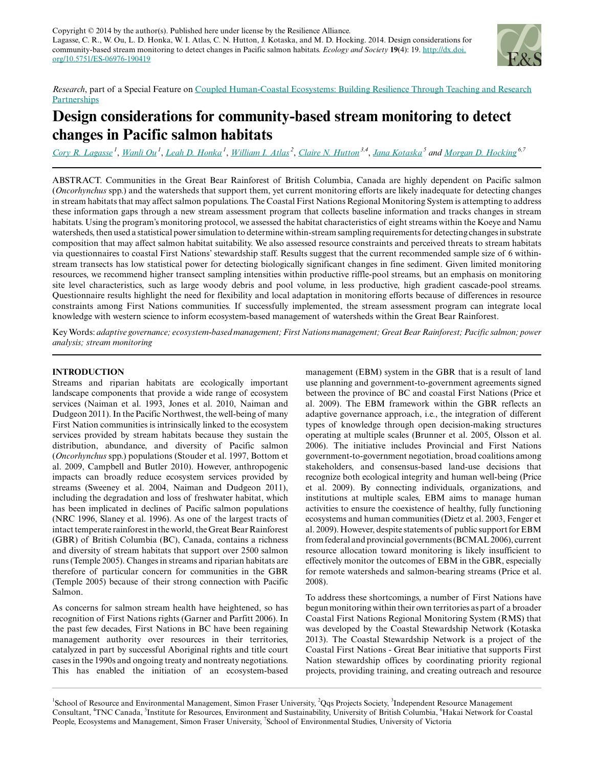Copyright © 2014 by the author(s). Published here under license by the Resilience Alliance.
Lagasse, C. R., W. Ou, L. D. Honka, W. I. Atlas, C. N. Hutton, J. Kotaska, and M. D. Hocking. 2014. Design considerations for community-based stream monitoring to detect changes in Pacific salmon habitats. *Ecology and Society* **19**(4): 19. http://dx.doi.org/10.5751/ES-06976-190419

*Research*, part of a Special Feature on Coupled Human-Coastal Ecosystems: Building Resilience Through Teaching and Research Partnerships

# Design considerations for community-based stream monitoring to detect changes in Pacific salmon habitats

Cory R. Lagasse[1], Wanli Ou[1], Leah D. Honka[1], William I. Atlas[2], Claire N. Hutton[3,4], Jana Kotaska[5] and Morgan D. Hocking[6,7]

ABSTRACT. Communities in the Great Bear Rainforest of British Columbia, Canada are highly dependent on Pacific salmon (*Oncorhynchus* spp.) and the watersheds that support them, yet current monitoring efforts are likely inadequate for detecting changes in stream habitats that may affect salmon populations. The Coastal First Nations Regional Monitoring System is attempting to address these information gaps through a new stream assessment program that collects baseline information and tracks changes in stream habitats. Using the program's monitoring protocol, we assessed the habitat characteristics of eight streams within the Koeye and Namu watersheds, then used a statistical power simulation to determine within-stream sampling requirements for detecting changes in substrate composition that may affect salmon habitat suitability. We also assessed resource constraints and perceived threats to stream habitats via questionnaires to coastal First Nations' stewardship staff. Results suggest that the current recommended sample size of 6 within-stream transects has low statistical power for detecting biologically significant changes in fine sediment. Given limited monitoring resources, we recommend higher transect sampling intensities within productive riffle-pool streams, but an emphasis on monitoring site level characteristics, such as large woody debris and pool volume, in less productive, high gradient cascade-pool streams. Questionnaire results highlight the need for flexibility and local adaptation in monitoring efforts because of differences in resource constraints among First Nations communities. If successfully implemented, the stream assessment program can integrate local knowledge with western science to inform ecosystem-based management of watersheds within the Great Bear Rainforest.

Key Words: *adaptive governance; ecosystem-based management; First Nations management; Great Bear Rainforest; Pacific salmon; power analysis; stream monitoring*

## INTRODUCTION

Streams and riparian habitats are ecologically important landscape components that provide a wide range of ecosystem services (Naiman et al. 1993, Jones et al. 2010, Naiman and Dudgeon 2011). In the Pacific Northwest, the well-being of many First Nation communities is intrinsically linked to the ecosystem services provided by stream habitats because they sustain the distribution, abundance, and diversity of Pacific salmon (*Oncorhynchus* spp.) populations (Stouder et al. 1997, Bottom et al. 2009, Campbell and Butler 2010). However, anthropogenic impacts can broadly reduce ecosystem services provided by streams (Sweeney et al. 2004, Naiman and Dudgeon 2011), including the degradation and loss of freshwater habitat, which has been implicated in declines of Pacific salmon populations (NRC 1996, Slaney et al. 1996). As one of the largest tracts of intact temperate rainforest in the world, the Great Bear Rainforest (GBR) of British Columbia (BC), Canada, contains a richness and diversity of stream habitats that support over 2500 salmon runs (Temple 2005). Changes in streams and riparian habitats are therefore of particular concern for communities in the GBR (Temple 2005) because of their strong connection with Pacific Salmon.

As concerns for salmon stream health have heightened, so has recognition of First Nations rights (Garner and Parfitt 2006). In the past few decades, First Nations in BC have been regaining management authority over resources in their territories, catalyzed in part by successful Aboriginal rights and title court cases in the 1990s and ongoing treaty and nontreaty negotiations. This has enabled the initiation of an ecosystem-based management (EBM) system in the GBR that is a result of land use planning and government-to-government agreements signed between the province of BC and coastal First Nations (Price et al. 2009). The EBM framework within the GBR reflects an adaptive governance approach, i.e., the integration of different types of knowledge through open decision-making structures operating at multiple scales (Brunner et al. 2005, Olsson et al. 2006). The initiative includes Provincial and First Nations government-to-government negotiation, broad coalitions among stakeholders, and consensus-based land-use decisions that recognize both ecological integrity and human well-being (Price et al. 2009). By connecting individuals, organizations, and institutions at multiple scales, EBM aims to manage human activities to ensure the coexistence of healthy, fully functioning ecosystems and human communities (Dietz et al. 2003, Fenger et al. 2009). However, despite statements of public support for EBM from federal and provincial governments (BCMAL 2006), current resource allocation toward monitoring is likely insufficient to effectively monitor the outcomes of EBM in the GBR, especially for remote watersheds and salmon-bearing streams (Price et al. 2008).

To address these shortcomings, a number of First Nations have begun monitoring within their own territories as part of a broader Coastal First Nations Regional Monitoring System (RMS) that was developed by the Coastal Stewardship Network (Kotaska 2013). The Coastal Stewardship Network is a project of the Coastal First Nations - Great Bear initiative that supports First Nation stewardship offices by coordinating priority regional projects, providing training, and creating outreach and resource

[1]School of Resource and Environmental Management, Simon Fraser University, [2]Qqs Projects Society, [3]Independent Resource Management Consultant, [4]TNC Canada, [5]Institute for Resources, Environment and Sustainability, University of British Columbia, [6]Hakai Network for Coastal People, Ecosystems and Management, Simon Fraser University, [7]School of Environmental Studies, University of Victoria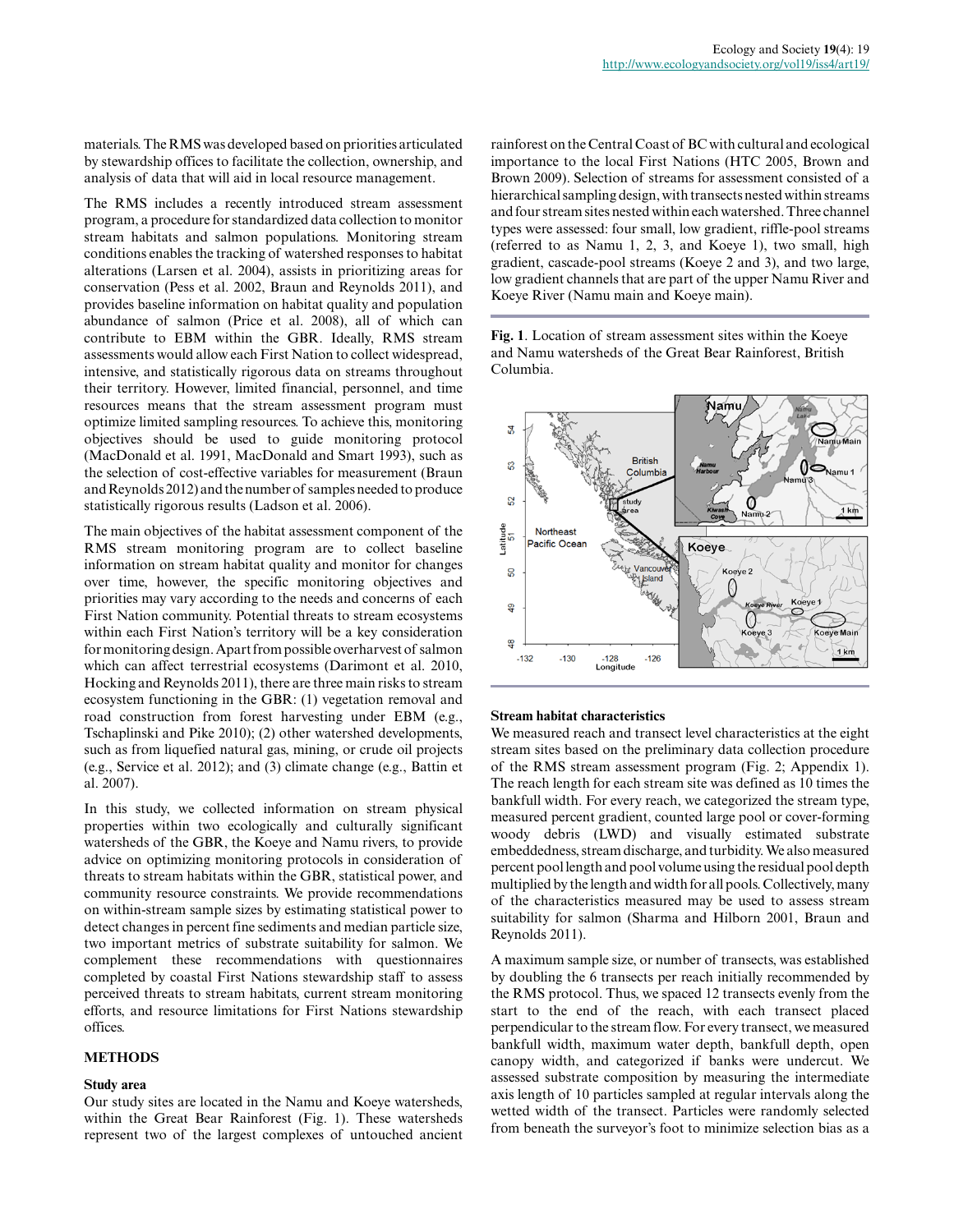materials. The RMS was developed based on priorities articulated by stewardship offices to facilitate the collection, ownership, and analysis of data that will aid in local resource management.

The RMS includes a recently introduced stream assessment program, a procedure for standardized data collection to monitor stream habitats and salmon populations. Monitoring stream conditions enables the tracking of watershed responses to habitat alterations (Larsen et al. 2004), assists in prioritizing areas for conservation (Pess et al. 2002, Braun and Reynolds 2011), and provides baseline information on habitat quality and population abundance of salmon (Price et al. 2008), all of which can contribute to EBM within the GBR. Ideally, RMS stream assessments would allow each First Nation to collect widespread, intensive, and statistically rigorous data on streams throughout their territory. However, limited financial, personnel, and time resources means that the stream assessment program must optimize limited sampling resources. To achieve this, monitoring objectives should be used to guide monitoring protocol (MacDonald et al. 1991, MacDonald and Smart 1993), such as the selection of cost-effective variables for measurement (Braun and Reynolds 2012) and the number of samples needed to produce statistically rigorous results (Ladson et al. 2006).

The main objectives of the habitat assessment component of the RMS stream monitoring program are to collect baseline information on stream habitat quality and monitor for changes over time, however, the specific monitoring objectives and priorities may vary according to the needs and concerns of each First Nation community. Potential threats to stream ecosystems within each First Nation's territory will be a key consideration for monitoring design. Apart from possible overharvest of salmon which can affect terrestrial ecosystems (Darimont et al. 2010, Hocking and Reynolds 2011), there are three main risks to stream ecosystem functioning in the GBR: (1) vegetation removal and road construction from forest harvesting under EBM (e.g., Tschaplinski and Pike 2010); (2) other watershed developments, such as from liquefied natural gas, mining, or crude oil projects (e.g., Service et al. 2012); and (3) climate change (e.g., Battin et al. 2007).

In this study, we collected information on stream physical properties within two ecologically and culturally significant watersheds of the GBR, the Koeye and Namu rivers, to provide advice on optimizing monitoring protocols in consideration of threats to stream habitats within the GBR, statistical power, and community resource constraints. We provide recommendations on within-stream sample sizes by estimating statistical power to detect changes in percent fine sediments and median particle size, two important metrics of substrate suitability for salmon. We complement these recommendations with questionnaires completed by coastal First Nations stewardship staff to assess perceived threats to stream habitats, current stream monitoring efforts, and resource limitations for First Nations stewardship offices.

## METHODS

### Study area

Our study sites are located in the Namu and Koeye watersheds, within the Great Bear Rainforest (Fig. 1). These watersheds represent two of the largest complexes of untouched ancient rainforest on the Central Coast of BC with cultural and ecological importance to the local First Nations (HTC 2005, Brown and Brown 2009). Selection of streams for assessment consisted of a hierarchical sampling design, with transects nested within streams and four stream sites nested within each watershed. Three channel types were assessed: four small, low gradient, riffle-pool streams (referred to as Namu 1, 2, 3, and Koeye 1), two small, high gradient, cascade-pool streams (Koeye 2 and 3), and two large, low gradient channels that are part of the upper Namu River and Koeye River (Namu main and Koeye main).

**Fig. 1**. Location of stream assessment sites within the Koeye and Namu watersheds of the Great Bear Rainforest, British Columbia.

### Stream habitat characteristics

We measured reach and transect level characteristics at the eight stream sites based on the preliminary data collection procedure of the RMS stream assessment program (Fig. 2; Appendix 1). The reach length for each stream site was defined as 10 times the bankfull width. For every reach, we categorized the stream type, measured percent gradient, counted large pool or cover-forming woody debris (LWD) and visually estimated substrate embeddedness, stream discharge, and turbidity. We also measured percent pool length and pool volume using the residual pool depth multiplied by the length and width for all pools. Collectively, many of the characteristics measured may be used to assess stream suitability for salmon (Sharma and Hilborn 2001, Braun and Reynolds 2011).

A maximum sample size, or number of transects, was established by doubling the 6 transects per reach initially recommended by the RMS protocol. Thus, we spaced 12 transects evenly from the start to the end of the reach, with each transect placed perpendicular to the stream flow. For every transect, we measured bankfull width, maximum water depth, bankfull depth, open canopy width, and categorized if banks were undercut. We assessed substrate composition by measuring the intermediate axis length of 10 particles sampled at regular intervals along the wetted width of the transect. Particles were randomly selected from beneath the surveyor's foot to minimize selection bias as a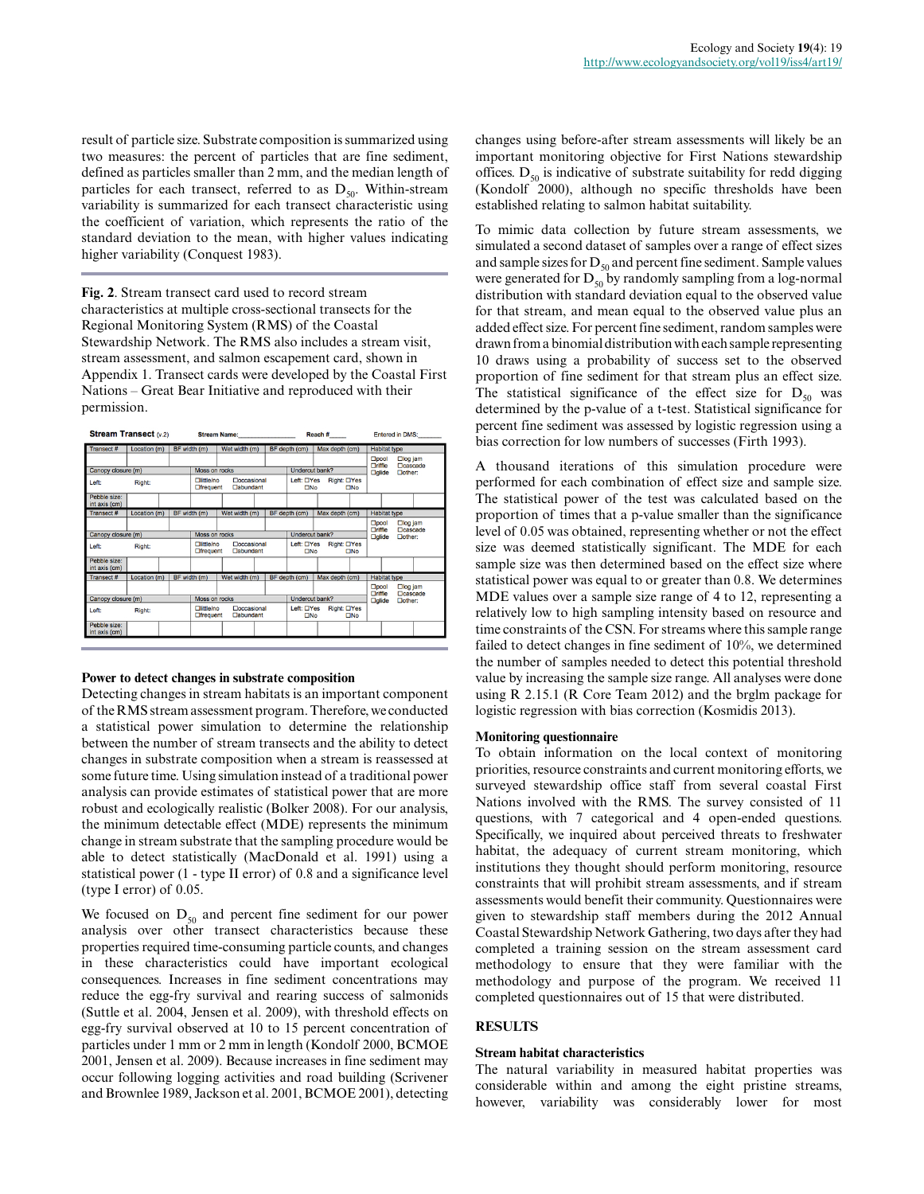result of particle size. Substrate composition is summarized using two measures: the percent of particles that are fine sediment, defined as particles smaller than 2 mm, and the median length of particles for each transect, referred to as $D_{50}$. Within-stream variability is summarized for each transect characteristic using the coefficient of variation, which represents the ratio of the standard deviation to the mean, with higher values indicating higher variability (Conquest 1983).

**Fig. 2**. Stream transect card used to record stream characteristics at multiple cross-sectional transects for the Regional Monitoring System (RMS) of the Coastal Stewardship Network. The RMS also includes a stream visit, stream assessment, and salmon escapement card, shown in Appendix 1. Transect cards were developed by the Coastal First Nations – Great Bear Initiative and reproduced with their permission.

**Stream Transect** (v.2) Stream Name:______ Reach #____ Entered in DMS:______

| Transect # | Location (m) | BF width (m) | Wet width (m) | BF depth (cm) | Max depth (cm) | Habitat type |
|---|---|---|---|---|---|---|
| | | | | | | ☐pool ☐log jam ☐riffle ☐cascade ☐glide ☐other: |
| Canopy closure (m) | | Moss on rocks | | Undercut bank? | | |
| Left: | Right: | ☐little/no ☐occasional ☐frequent ☐abundant | | Left: ☐Yes ☐No | Right: ☐Yes ☐No | |
| Pebble size: int axis (cm) | | | | | | |
| Transect # | Location (m) | BF width (m) | Wet width (m) | BF depth (cm) | Max depth (cm) | Habitat type |
| | | | | | | ☐pool ☐log jam ☐riffle ☐cascade ☐glide ☐other: |
| Canopy closure (m) | | Moss on rocks | | Undercut bank? | | |
| Left: | Right: | ☐little/no ☐occasional ☐frequent ☐abundant | | Left: ☐Yes ☐No | Right: ☐Yes ☐No | |
| Pebble size: int axis (cm) | | | | | | |
| Transect # | Location (m) | BF width (m) | Wet width (m) | BF depth (cm) | Max depth (cm) | Habitat type |
| | | | | | | ☐pool ☐log jam ☐riffle ☐cascade ☐glide ☐other: |
| Canopy closure (m) | | Moss on rocks | | Undercut bank? | | |
| Left: | Right: | ☐little/no ☐occasional ☐frequent ☐abundant | | Left: ☐Yes ☐No | Right: ☐Yes ☐No | |
| Pebble size: int axis (cm) | | | | | | |

### Power to detect changes in substrate composition

Detecting changes in stream habitats is an important component of the RMS stream assessment program. Therefore, we conducted a statistical power simulation to determine the relationship between the number of stream transects and the ability to detect changes in substrate composition when a stream is reassessed at some future time. Using simulation instead of a traditional power analysis can provide estimates of statistical power that are more robust and ecologically realistic (Bolker 2008). For our analysis, the minimum detectable effect (MDE) represents the minimum change in stream substrate that the sampling procedure would be able to detect statistically (MacDonald et al. 1991) using a statistical power (1 - type II error) of 0.8 and a significance level (type I error) of 0.05.

We focused on $D_{50}$ and percent fine sediment for our power analysis over other transect characteristics because these properties required time-consuming particle counts, and changes in these characteristics could have important ecological consequences. Increases in fine sediment concentrations may reduce the egg-fry survival and rearing success of salmonids (Suttle et al. 2004, Jensen et al. 2009), with threshold effects on egg-fry survival observed at 10 to 15 percent concentration of particles under 1 mm or 2 mm in length (Kondolf 2000, BCMOE 2001, Jensen et al. 2009). Because increases in fine sediment may occur following logging activities and road building (Scrivener and Brownlee 1989, Jackson et al. 2001, BCMOE 2001), detecting changes using before-after stream assessments will likely be an important monitoring objective for First Nations stewardship offices. $D_{50}$ is indicative of substrate suitability for redd digging (Kondolf 2000), although no specific thresholds have been established relating to salmon habitat suitability.

To mimic data collection by future stream assessments, we simulated a second dataset of samples over a range of effect sizes and sample sizes for $D_{50}$ and percent fine sediment. Sample values were generated for $D_{50}$ by randomly sampling from a log-normal distribution with standard deviation equal to the observed value for that stream, and mean equal to the observed value plus an added effect size. For percent fine sediment, random samples were drawn from a binomial distribution with each sample representing 10 draws using a probability of success set to the observed proportion of fine sediment for that stream plus an effect size. The statistical significance of the effect size for $D_{50}$ was determined by the p-value of a t-test. Statistical significance for percent fine sediment was assessed by logistic regression using a bias correction for low numbers of successes (Firth 1993).

A thousand iterations of this simulation procedure were performed for each combination of effect size and sample size. The statistical power of the test was calculated based on the proportion of times that a p-value smaller than the significance level of 0.05 was obtained, representing whether or not the effect size was deemed statistically significant. The MDE for each sample size was then determined based on the effect size where statistical power was equal to or greater than 0.8. We determines MDE values over a sample size range of 4 to 12, representing a relatively low to high sampling intensity based on resource and time constraints of the CSN. For streams where this sample range failed to detect changes in fine sediment of 10%, we determined the number of samples needed to detect this potential threshold value by increasing the sample size range. All analyses were done using R 2.15.1 (R Core Team 2012) and the brglm package for logistic regression with bias correction (Kosmidis 2013).

### Monitoring questionnaire

To obtain information on the local context of monitoring priorities, resource constraints and current monitoring efforts, we surveyed stewardship office staff from several coastal First Nations involved with the RMS. The survey consisted of 11 questions, with 7 categorical and 4 open-ended questions. Specifically, we inquired about perceived threats to freshwater habitat, the adequacy of current stream monitoring, which institutions they thought should perform monitoring, resource constraints that will prohibit stream assessments, and if stream assessments would benefit their community. Questionnaires were given to stewardship staff members during the 2012 Annual Coastal Stewardship Network Gathering, two days after they had completed a training session on the stream assessment card methodology to ensure that they were familiar with the methodology and purpose of the program. We received 11 completed questionnaires out of 15 that were distributed.

## RESULTS

### Stream habitat characteristics

The natural variability in measured habitat properties was considerable within and among the eight pristine streams, however, variability was considerably lower for most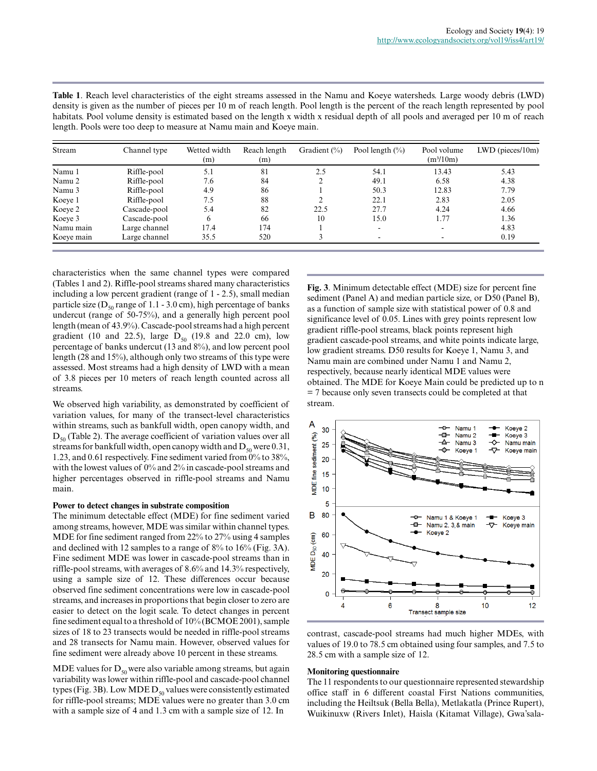**Table 1**. Reach level characteristics of the eight streams assessed in the Namu and Koeye watersheds. Large woody debris (LWD) density is given as the number of pieces per 10 m of reach length. Pool length is the percent of the reach length represented by pool habitats. Pool volume density is estimated based on the length x width x residual depth of all pools and averaged per 10 m of reach length. Pools were too deep to measure at Namu main and Koeye main.

| Stream | Channel type | Wetted width (m) | Reach length (m) | Gradient (%) | Pool length (%) | Pool volume ($m^3$/10m) | LWD (pieces/10m) |
|---|---|---|---|---|---|---|---|
| Namu 1 | Riffle-pool | 5.1 | 81 | 2.5 | 54.1 | 13.43 | 5.43 |
| Namu 2 | Riffle-pool | 7.6 | 84 | 2 | 49.1 | 6.58 | 4.38 |
| Namu 3 | Riffle-pool | 4.9 | 86 | 1 | 50.3 | 12.83 | 7.79 |
| Koeye 1 | Riffle-pool | 7.5 | 88 | 2 | 22.1 | 2.83 | 2.05 |
| Koeye 2 | Cascade-pool | 5.4 | 82 | 22.5 | 27.7 | 4.24 | 4.66 |
| Koeye 3 | Cascade-pool | 6 | 66 | 10 | 15.0 | 1.77 | 1.36 |
| Namu main | Large channel | 17.4 | 174 | 1 | - | - | 4.83 |
| Koeye main | Large channel | 35.5 | 520 | 3 | - | - | 0.19 |

characteristics when the same channel types were compared (Tables 1 and 2). Riffle-pool streams shared many characteristics including a low percent gradient (range of 1 - 2.5), small median particle size ($D_{50}$ range of 1.1 - 3.0 cm), high percentage of banks undercut (range of 50-75%), and a generally high percent pool length (mean of 43.9%). Cascade-pool streams had a high percent gradient (10 and 22.5), large $D_{50}$ (19.8 and 22.0 cm), low percentage of banks undercut (13 and 8%), and low percent pool length (28 and 15%), although only two streams of this type were assessed. Most streams had a high density of LWD with a mean of 3.8 pieces per 10 meters of reach length counted across all streams.

We observed high variability, as demonstrated by coefficient of variation values, for many of the transect-level characteristics within streams, such as bankfull width, open canopy width, and $D_{50}$ (Table 2). The average coefficient of variation values over all streams for bankfull width, open canopy width and $D_{50}$ were 0.31, 1.23, and 0.61 respectively. Fine sediment varied from 0% to 38%, with the lowest values of 0% and 2% in cascade-pool streams and higher percentages observed in riffle-pool streams and Namu main.

### Power to detect changes in substrate composition

The minimum detectable effect (MDE) for fine sediment varied among streams, however, MDE was similar within channel types. MDE for fine sediment ranged from 22% to 27% using 4 samples and declined with 12 samples to a range of 8% to 16% (Fig. 3A). Fine sediment MDE was lower in cascade-pool streams than in riffle-pool streams, with averages of 8.6% and 14.3% respectively, using a sample size of 12. These differences occur because observed fine sediment concentrations were low in cascade-pool streams, and increases in proportions that begin closer to zero are easier to detect on the logit scale. To detect changes in percent fine sediment equal to a threshold of 10% (BCMOE 2001), sample sizes of 18 to 23 transects would be needed in riffle-pool streams and 28 transects for Namu main. However, observed values for fine sediment were already above 10 percent in these streams.

MDE values for $D_{50}$ were also variable among streams, but again variability was lower within riffle-pool and cascade-pool channel types (Fig. 3B). Low MDE $D_{50}$ values were consistently estimated for riffle-pool streams; MDE values were no greater than 3.0 cm with a sample size of 4 and 1.3 cm with a sample size of 12. In contrast, cascade-pool streams had much higher MDEs, with values of 19.0 to 78.5 cm obtained using four samples, and 7.5 to 28.5 cm with a sample size of 12.

**Fig. 3**. Minimum detectable effect (MDE) size for percent fine sediment (Panel A) and median particle size, or D50 (Panel B), as a function of sample size with statistical power of 0.8 and significance level of 0.05. Lines with grey points represent low gradient riffle-pool streams, black points represent high gradient cascade-pool streams, and white points indicate large, low gradient streams. D50 results for Koeye 1, Namu 3, and Namu main are combined under Namu 1 and Namu 2, respectively, because nearly identical MDE values were obtained. The MDE for Koeye Main could be predicted up to n = 7 because only seven transects could be completed at that stream.

### Monitoring questionnaire

The 11 respondents to our questionnaire represented stewardship office staff in 6 different coastal First Nations communities, including the Heiltsuk (Bella Bella), Metlakatla (Prince Rupert), Wuikinuxw (Rivers Inlet), Haisla (Kitamat Village), Gwa'sala-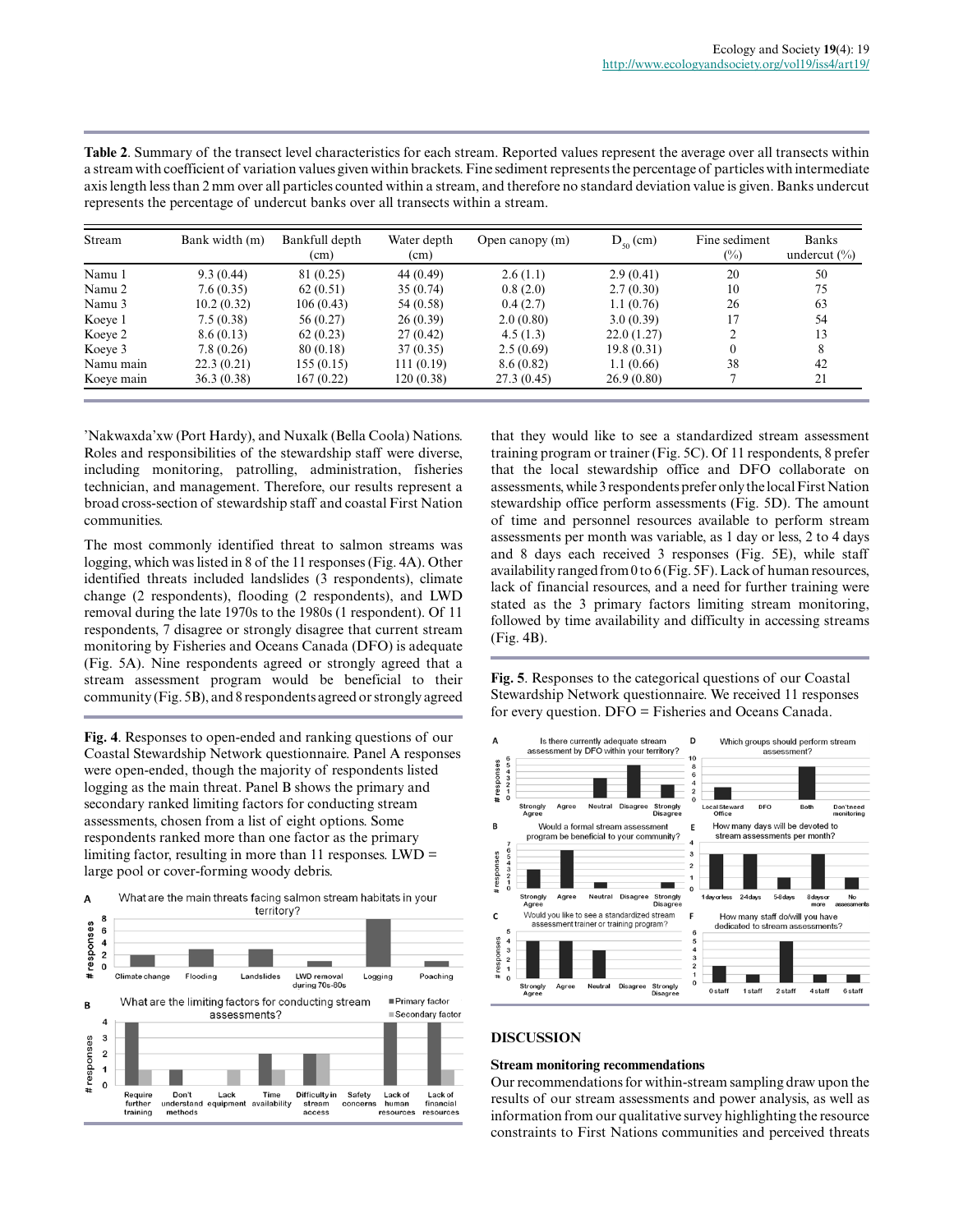**Table 2**. Summary of the transect level characteristics for each stream. Reported values represent the average over all transects within a stream with coefficient of variation values given within brackets. Fine sediment represents the percentage of particles with intermediate axis length less than 2 mm over all particles counted within a stream, and therefore no standard deviation value is given. Banks undercut represents the percentage of undercut banks over all transects within a stream.

| Stream | Bank width (m) | Bankfull depth (cm) | Water depth (cm) | Open canopy (m) | $D_{50}$ (cm) | Fine sediment (%) | Banks undercut (%) |
|---|---|---|---|---|---|---|---|
| Namu 1 | 9.3 (0.44) | 81 (0.25) | 44 (0.49) | 2.6 (1.1) | 2.9 (0.41) | 20 | 50 |
| Namu 2 | 7.6 (0.35) | 62 (0.51) | 35 (0.74) | 0.8 (2.0) | 2.7 (0.30) | 10 | 75 |
| Namu 3 | 10.2 (0.32) | 106 (0.43) | 54 (0.58) | 0.4 (2.7) | 1.1 (0.76) | 26 | 63 |
| Koeye 1 | 7.5 (0.38) | 56 (0.27) | 26 (0.39) | 2.0 (0.80) | 3.0 (0.39) | 17 | 54 |
| Koeye 2 | 8.6 (0.13) | 62 (0.23) | 27 (0.42) | 4.5 (1.3) | 22.0 (1.27) | 2 | 13 |
| Koeye 3 | 7.8 (0.26) | 80 (0.18) | 37 (0.35) | 2.5 (0.69) | 19.8 (0.31) | 0 | 8 |
| Namu main | 22.3 (0.21) | 155 (0.15) | 111 (0.19) | 8.6 (0.82) | 1.1 (0.66) | 38 | 42 |
| Koeye main | 36.3 (0.38) | 167 (0.22) | 120 (0.38) | 27.3 (0.45) | 26.9 (0.80) | 7 | 21 |

’Nakwaxda’xw (Port Hardy), and Nuxalk (Bella Coola) Nations. Roles and responsibilities of the stewardship staff were diverse, including monitoring, patrolling, administration, fisheries technician, and management. Therefore, our results represent a broad cross-section of stewardship staff and coastal First Nation communities.

The most commonly identified threat to salmon streams was logging, which was listed in 8 of the 11 responses (Fig. 4A). Other identified threats included landslides (3 respondents), climate change (2 respondents), flooding (2 respondents), and LWD removal during the late 1970s to the 1980s (1 respondent). Of 11 respondents, 7 disagree or strongly disagree that current stream monitoring by Fisheries and Oceans Canada (DFO) is adequate (Fig. 5A). Nine respondents agreed or strongly agreed that a stream assessment program would be beneficial to their community (Fig. 5B), and 8 respondents agreed or strongly agreed that they would like to see a standardized stream assessment training program or trainer (Fig. 5C). Of 11 respondents, 8 prefer that the local stewardship office and DFO collaborate on assessments, while 3 respondents prefer only the local First Nation stewardship office perform assessments (Fig. 5D). The amount of time and personnel resources available to perform stream assessments per month was variable, as 1 day or less, 2 to 4 days and 8 days each received 3 responses (Fig. 5E), while staff availability ranged from 0 to 6 (Fig. 5F). Lack of human resources, lack of financial resources, and a need for further training were stated as the 3 primary factors limiting stream monitoring, followed by time availability and difficulty in accessing streams (Fig. 4B).

**Fig. 4**. Responses to open-ended and ranking questions of our Coastal Stewardship Network questionnaire. Panel A responses were open-ended, though the majority of respondents listed logging as the main threat. Panel B shows the primary and secondary ranked limiting factors for conducting stream assessments, chosen from a list of eight options. Some respondents ranked more than one factor as the primary limiting factor, resulting in more than 11 responses. LWD = large pool or cover-forming woody debris.

**Fig. 5**. Responses to the categorical questions of our Coastal Stewardship Network questionnaire. We received 11 responses for every question. DFO = Fisheries and Oceans Canada.

## DISCUSSION

### Stream monitoring recommendations

Our recommendations for within-stream sampling draw upon the results of our stream assessments and power analysis, as well as information from our qualitative survey highlighting the resource constraints to First Nations communities and perceived threats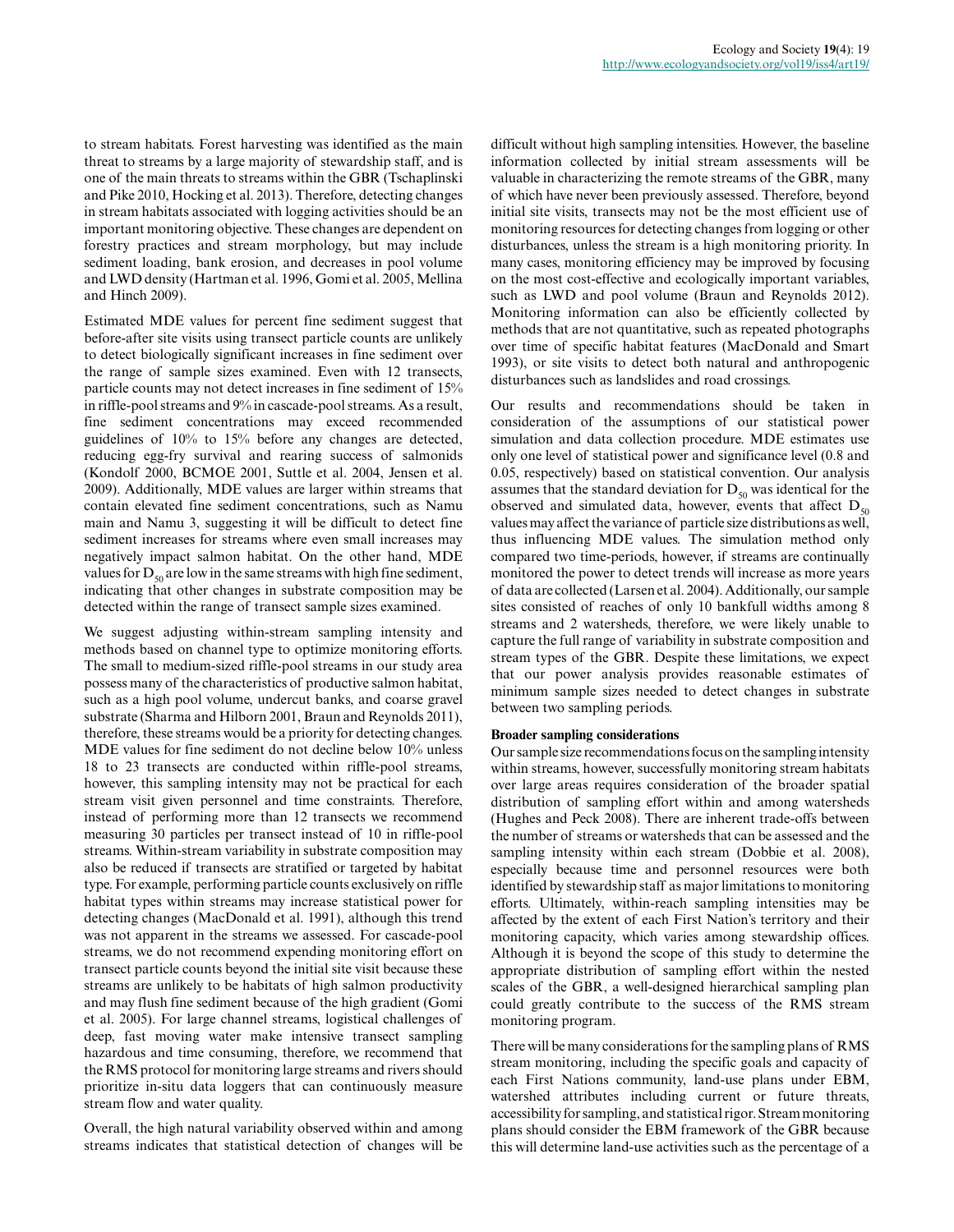to stream habitats. Forest harvesting was identified as the main threat to streams by a large majority of stewardship staff, and is one of the main threats to streams within the GBR (Tschaplinski and Pike 2010, Hocking et al. 2013). Therefore, detecting changes in stream habitats associated with logging activities should be an important monitoring objective. These changes are dependent on forestry practices and stream morphology, but may include sediment loading, bank erosion, and decreases in pool volume and LWD density (Hartman et al. 1996, Gomi et al. 2005, Mellina and Hinch 2009).

Estimated MDE values for percent fine sediment suggest that before-after site visits using transect particle counts are unlikely to detect biologically significant increases in fine sediment over the range of sample sizes examined. Even with 12 transects, particle counts may not detect increases in fine sediment of 15% in riffle-pool streams and 9% in cascade-pool streams. As a result, fine sediment concentrations may exceed recommended guidelines of 10% to 15% before any changes are detected, reducing egg-fry survival and rearing success of salmonids (Kondolf 2000, BCMOE 2001, Suttle et al. 2004, Jensen et al. 2009). Additionally, MDE values are larger within streams that contain elevated fine sediment concentrations, such as Namu main and Namu 3, suggesting it will be difficult to detect fine sediment increases for streams where even small increases may negatively impact salmon habitat. On the other hand, MDE values for $D_{50}$ are low in the same streams with high fine sediment, indicating that other changes in substrate composition may be detected within the range of transect sample sizes examined.

We suggest adjusting within-stream sampling intensity and methods based on channel type to optimize monitoring efforts. The small to medium-sized riffle-pool streams in our study area possess many of the characteristics of productive salmon habitat, such as a high pool volume, undercut banks, and coarse gravel substrate (Sharma and Hilborn 2001, Braun and Reynolds 2011), therefore, these streams would be a priority for detecting changes. MDE values for fine sediment do not decline below 10% unless 18 to 23 transects are conducted within riffle-pool streams, however, this sampling intensity may not be practical for each stream visit given personnel and time constraints. Therefore, instead of performing more than 12 transects we recommend measuring 30 particles per transect instead of 10 in riffle-pool streams. Within-stream variability in substrate composition may also be reduced if transects are stratified or targeted by habitat type. For example, performing particle counts exclusively on riffle habitat types within streams may increase statistical power for detecting changes (MacDonald et al. 1991), although this trend was not apparent in the streams we assessed. For cascade-pool streams, we do not recommend expending monitoring effort on transect particle counts beyond the initial site visit because these streams are unlikely to be habitats of high salmon productivity and may flush fine sediment because of the high gradient (Gomi et al. 2005). For large channel streams, logistical challenges of deep, fast moving water make intensive transect sampling hazardous and time consuming, therefore, we recommend that the RMS protocol for monitoring large streams and rivers should prioritize in-situ data loggers that can continuously measure stream flow and water quality.

Overall, the high natural variability observed within and among streams indicates that statistical detection of changes will be difficult without high sampling intensities. However, the baseline information collected by initial stream assessments will be valuable in characterizing the remote streams of the GBR, many of which have never been previously assessed. Therefore, beyond initial site visits, transects may not be the most efficient use of monitoring resources for detecting changes from logging or other disturbances, unless the stream is a high monitoring priority. In many cases, monitoring efficiency may be improved by focusing on the most cost-effective and ecologically important variables, such as LWD and pool volume (Braun and Reynolds 2012). Monitoring information can also be efficiently collected by methods that are not quantitative, such as repeated photographs over time of specific habitat features (MacDonald and Smart 1993), or site visits to detect both natural and anthropogenic disturbances such as landslides and road crossings.

Our results and recommendations should be taken in consideration of the assumptions of our statistical power simulation and data collection procedure. MDE estimates use only one level of statistical power and significance level (0.8 and 0.05, respectively) based on statistical convention. Our analysis assumes that the standard deviation for $D_{50}$ was identical for the observed and simulated data, however, events that affect $D_{50}$ values may affect the variance of particle size distributions as well, thus influencing MDE values. The simulation method only compared two time-periods, however, if streams are continually monitored the power to detect trends will increase as more years of data are collected (Larsen et al. 2004). Additionally, our sample sites consisted of reaches of only 10 bankfull widths among 8 streams and 2 watersheds, therefore, we were likely unable to capture the full range of variability in substrate composition and stream types of the GBR. Despite these limitations, we expect that our power analysis provides reasonable estimates of minimum sample sizes needed to detect changes in substrate between two sampling periods.

### Broader sampling considerations

Our sample size recommendations focus on the sampling intensity within streams, however, successfully monitoring stream habitats over large areas requires consideration of the broader spatial distribution of sampling effort within and among watersheds (Hughes and Peck 2008). There are inherent trade-offs between the number of streams or watersheds that can be assessed and the sampling intensity within each stream (Dobbie et al. 2008), especially because time and personnel resources were both identified by stewardship staff as major limitations to monitoring efforts. Ultimately, within-reach sampling intensities may be affected by the extent of each First Nation's territory and their monitoring capacity, which varies among stewardship offices. Although it is beyond the scope of this study to determine the appropriate distribution of sampling effort within the nested scales of the GBR, a well-designed hierarchical sampling plan could greatly contribute to the success of the RMS stream monitoring program.

There will be many considerations for the sampling plans of RMS stream monitoring, including the specific goals and capacity of each First Nations community, land-use plans under EBM, watershed attributes including current or future threats, accessibility for sampling, and statistical rigor. Stream monitoring plans should consider the EBM framework of the GBR because this will determine land-use activities such as the percentage of a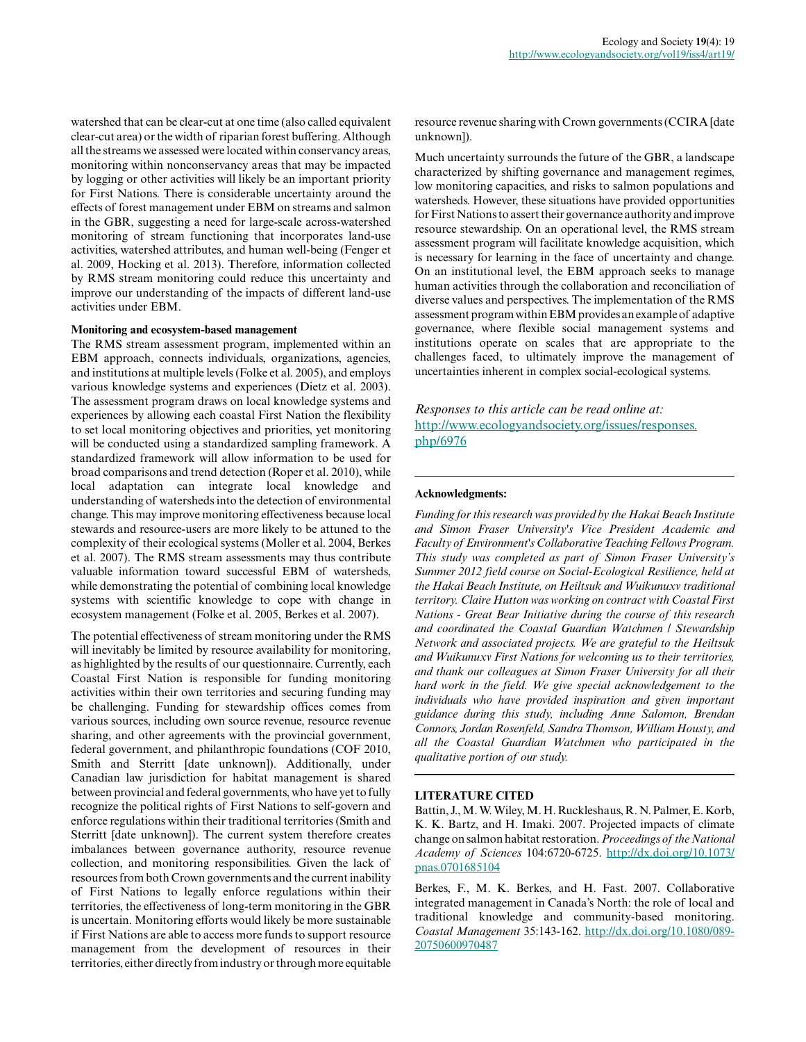watershed that can be clear-cut at one time (also called equivalent clear-cut area) or the width of riparian forest buffering. Although all the streams we assessed were located within conservancy areas, monitoring within nonconservancy areas that may be impacted by logging or other activities will likely be an important priority for First Nations. There is considerable uncertainty around the effects of forest management under EBM on streams and salmon in the GBR, suggesting a need for large-scale across-watershed monitoring of stream functioning that incorporates land-use activities, watershed attributes, and human well-being (Fenger et al. 2009, Hocking et al. 2013). Therefore, information collected by RMS stream monitoring could reduce this uncertainty and improve our understanding of the impacts of different land-use activities under EBM.

**Monitoring and ecosystem-based management**

The RMS stream assessment program, implemented within an EBM approach, connects individuals, organizations, agencies, and institutions at multiple levels (Folke et al. 2005), and employs various knowledge systems and experiences (Dietz et al. 2003). The assessment program draws on local knowledge systems and experiences by allowing each coastal First Nation the flexibility to set local monitoring objectives and priorities, yet monitoring will be conducted using a standardized sampling framework. A standardized framework will allow information to be used for broad comparisons and trend detection (Roper et al. 2010), while local adaptation can integrate local knowledge and understanding of watersheds into the detection of environmental change. This may improve monitoring effectiveness because local stewards and resource-users are more likely to be attuned to the complexity of their ecological systems (Moller et al. 2004, Berkes et al. 2007). The RMS stream assessments may thus contribute valuable information toward successful EBM of watersheds, while demonstrating the potential of combining local knowledge systems with scientific knowledge to cope with change in ecosystem management (Folke et al. 2005, Berkes et al. 2007).

The potential effectiveness of stream monitoring under the RMS will inevitably be limited by resource availability for monitoring, as highlighted by the results of our questionnaire. Currently, each Coastal First Nation is responsible for funding monitoring activities within their own territories and securing funding may be challenging. Funding for stewardship offices comes from various sources, including own source revenue, resource revenue sharing, and other agreements with the provincial government, federal government, and philanthropic foundations (COF 2010, Smith and Sterritt [date unknown]). Additionally, under Canadian law jurisdiction for habitat management is shared between provincial and federal governments, who have yet to fully recognize the political rights of First Nations to self-govern and enforce regulations within their traditional territories (Smith and Sterritt [date unknown]). The current system therefore creates imbalances between governance authority, resource revenue collection, and monitoring responsibilities. Given the lack of resources from both Crown governments and the current inability of First Nations to legally enforce regulations within their territories, the effectiveness of long-term monitoring in the GBR is uncertain. Monitoring efforts would likely be more sustainable if First Nations are able to access more funds to support resource management from the development of resources in their territories, either directly from industry or through more equitable resource revenue sharing with Crown governments (CCIRA [date unknown]).

Much uncertainty surrounds the future of the GBR, a landscape characterized by shifting governance and management regimes, low monitoring capacities, and risks to salmon populations and watersheds. However, these situations have provided opportunities for First Nations to assert their governance authority and improve resource stewardship. On an operational level, the RMS stream assessment program will facilitate knowledge acquisition, which is necessary for learning in the face of uncertainty and change. On an institutional level, the EBM approach seeks to manage human activities through the collaboration and reconciliation of diverse values and perspectives. The implementation of the RMS assessment program within EBM provides an example of adaptive governance, where flexible social management systems and institutions operate on scales that are appropriate to the challenges faced, to ultimately improve the management of uncertainties inherent in complex social-ecological systems.

*Responses to this article can be read online at:*
http://www.ecologyandsociety.org/issues/responses.php/6976

---

**Acknowledgments:**

*Funding for this research was provided by the Hakai Beach Institute and Simon Fraser University's Vice President Academic and Faculty of Environment's Collaborative Teaching Fellows Program. This study was completed as part of Simon Fraser University's Summer 2012 field course on Social-Ecological Resilience, held at the Hakai Beach Institute, on Heiltsuk and Wuikunuxv traditional territory. Claire Hutton was working on contract with Coastal First Nations - Great Bear Initiative during the course of this research and coordinated the Coastal Guardian Watchmen / Stewardship Network and associated projects. We are grateful to the Heiltsuk and Wuikunuxv First Nations for welcoming us to their territories, and thank our colleagues at Simon Fraser University for all their hard work in the field. We give special acknowledgement to the individuals who have provided inspiration and given important guidance during this study, including Anne Salomon, Brendan Connors, Jordan Rosenfeld, Sandra Thomson, William Housty, and all the Coastal Guardian Watchmen who participated in the qualitative portion of our study.*

---

**LITERATURE CITED**

Battin, J., M. W. Wiley, M. H. Ruckleshaus, R. N. Palmer, E. Korb, K. K. Bartz, and H. Imaki. 2007. Projected impacts of climate change on salmon habitat restoration. *Proceedings of the National Academy of Sciences* 104:6720-6725. http://dx.doi.org/10.1073/pnas.0701685104

Berkes, F., M. K. Berkes, and H. Fast. 2007. Collaborative integrated management in Canada's North: the role of local and traditional knowledge and community-based monitoring. *Coastal Management* 35:143-162. http://dx.doi.org/10.1080/08920750600970487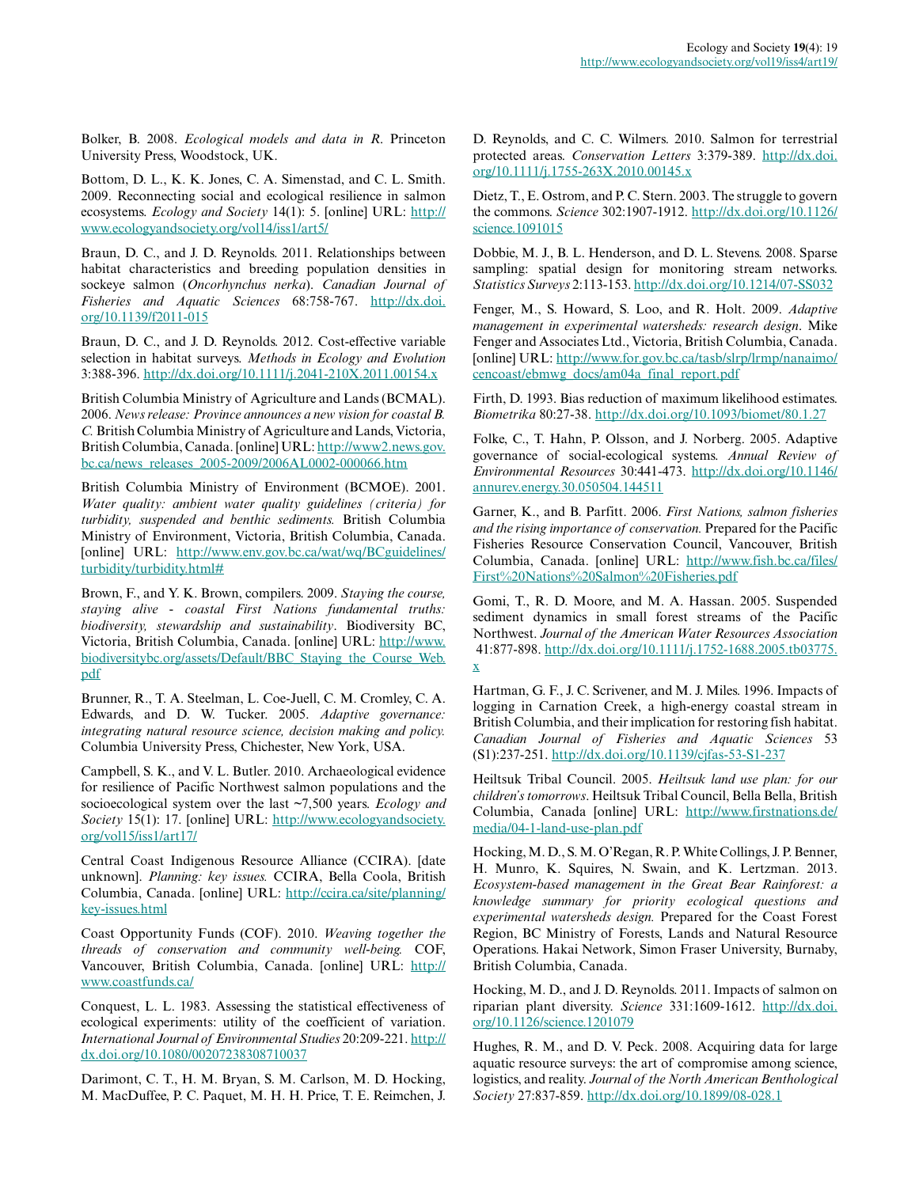Bolker, B. 2008. *Ecological models and data in R*. Princeton University Press, Woodstock, UK.

Bottom, D. L., K. K. Jones, C. A. Simenstad, and C. L. Smith. 2009. Reconnecting social and ecological resilience in salmon ecosystems. *Ecology and Society* 14(1): 5. [online] URL: http://www.ecologyandsociety.org/vol14/iss1/art5/

Braun, D. C., and J. D. Reynolds. 2011. Relationships between habitat characteristics and breeding population densities in sockeye salmon (*Oncorhynchus nerka*). *Canadian Journal of Fisheries and Aquatic Sciences* 68:758-767. http://dx.doi.org/10.1139/f2011-015

Braun, D. C., and J. D. Reynolds. 2012. Cost-effective variable selection in habitat surveys. *Methods in Ecology and Evolution* 3:388-396. http://dx.doi.org/10.1111/j.2041-210X.2011.00154.x

British Columbia Ministry of Agriculture and Lands (BCMAL). 2006. *News release: Province announces a new vision for coastal B. C.* British Columbia Ministry of Agriculture and Lands, Victoria, British Columbia, Canada. [online] URL: http://www2.news.gov.bc.ca/news_releases_2005-2009/2006AL0002-000066.htm

British Columbia Ministry of Environment (BCMOE). 2001. *Water quality: ambient water quality guidelines (criteria) for turbidity, suspended and benthic sediments.* British Columbia Ministry of Environment, Victoria, British Columbia, Canada. [online] URL: http://www.env.gov.bc.ca/wat/wq/BCguidelines/turbidity/turbidity.html#

Brown, F., and Y. K. Brown, compilers. 2009. *Staying the course, staying alive - coastal First Nations fundamental truths: biodiversity, stewardship and sustainability*. Biodiversity BC, Victoria, British Columbia, Canada. [online] URL: http://www.biodiversitybc.org/assets/Default/BBC_Staying_the_Course_Web.pdf

Brunner, R., T. A. Steelman, L. Coe-Juell, C. M. Cromley, C. A. Edwards, and D. W. Tucker. 2005. *Adaptive governance: integrating natural resource science, decision making and policy.* Columbia University Press, Chichester, New York, USA.

Campbell, S. K., and V. L. Butler. 2010. Archaeological evidence for resilience of Pacific Northwest salmon populations and the socioecological system over the last ~7,500 years. *Ecology and Society* 15(1): 17. [online] URL: http://www.ecologyandsociety.org/vol15/iss1/art17/

Central Coast Indigenous Resource Alliance (CCIRA). [date unknown]. *Planning: key issues.* CCIRA, Bella Coola, British Columbia, Canada. [online] URL: http://ccira.ca/site/planning/key-issues.html

Coast Opportunity Funds (COF). 2010. *Weaving together the threads of conservation and community well-being.* COF, Vancouver, British Columbia, Canada. [online] URL: http://www.coastfunds.ca/

Conquest, L. L. 1983. Assessing the statistical effectiveness of ecological experiments: utility of the coefficient of variation. *International Journal of Environmental Studies* 20:209-221. http://dx.doi.org/10.1080/00207238308710037

Darimont, C. T., H. M. Bryan, S. M. Carlson, M. D. Hocking, M. MacDuffee, P. C. Paquet, M. H. H. Price, T. E. Reimchen, J. D. Reynolds, and C. C. Wilmers. 2010. Salmon for terrestrial protected areas. *Conservation Letters* 3:379-389. http://dx.doi.org/10.1111/j.1755-263X.2010.00145.x

Dietz, T., E. Ostrom, and P. C. Stern. 2003. The struggle to govern the commons. *Science* 302:1907-1912. http://dx.doi.org/10.1126/science.1091015

Dobbie, M. J., B. L. Henderson, and D. L. Stevens. 2008. Sparse sampling: spatial design for monitoring stream networks. *Statistics Surveys* 2:113-153. http://dx.doi.org/10.1214/07-SS032

Fenger, M., S. Howard, S. Loo, and R. Holt. 2009. *Adaptive management in experimental watersheds: research design*. Mike Fenger and Associates Ltd., Victoria, British Columbia, Canada. [online] URL: http://www.for.gov.bc.ca/tasb/slrp/lrmp/nanaimo/cencoast/ebmwg_docs/am04a_final_report.pdf

Firth, D. 1993. Bias reduction of maximum likelihood estimates. *Biometrika* 80:27-38. http://dx.doi.org/10.1093/biomet/80.1.27

Folke, C., T. Hahn, P. Olsson, and J. Norberg. 2005. Adaptive governance of social-ecological systems. *Annual Review of Environmental Resources* 30:441-473. http://dx.doi.org/10.1146/annurev.energy.30.050504.144511

Garner, K., and B. Parfitt. 2006. *First Nations, salmon fisheries and the rising importance of conservation.* Prepared for the Pacific Fisheries Resource Conservation Council, Vancouver, British Columbia, Canada. [online] URL: http://www.fish.bc.ca/files/First%20Nations%20Salmon%20Fisheries.pdf

Gomi, T., R. D. Moore, and M. A. Hassan. 2005. Suspended sediment dynamics in small forest streams of the Pacific Northwest. *Journal of the American Water Resources Association* 41:877-898. http://dx.doi.org/10.1111/j.1752-1688.2005.tb03775.x

Hartman, G. F., J. C. Scrivener, and M. J. Miles. 1996. Impacts of logging in Carnation Creek, a high-energy coastal stream in British Columbia, and their implication for restoring fish habitat. *Canadian Journal of Fisheries and Aquatic Sciences* 53 (S1):237-251. http://dx.doi.org/10.1139/cjfas-53-S1-237

Heiltsuk Tribal Council. 2005. *Heiltsuk land use plan: for our children's tomorrows*. Heiltsuk Tribal Council, Bella Bella, British Columbia, Canada [online] URL: http://www.firstnations.de/media/04-1-land-use-plan.pdf

Hocking, M. D., S. M. O'Regan, R. P. White Collings, J. P. Benner, H. Munro, K. Squires, N. Swain, and K. Lertzman. 2013. *Ecosystem-based management in the Great Bear Rainforest: a knowledge summary for priority ecological questions and experimental watersheds design.* Prepared for the Coast Forest Region, BC Ministry of Forests, Lands and Natural Resource Operations. Hakai Network, Simon Fraser University, Burnaby, British Columbia, Canada.

Hocking, M. D., and J. D. Reynolds. 2011. Impacts of salmon on riparian plant diversity. *Science* 331:1609-1612. http://dx.doi.org/10.1126/science.1201079

Hughes, R. M., and D. V. Peck. 2008. Acquiring data for large aquatic resource surveys: the art of compromise among science, logistics, and reality. *Journal of the North American Benthological Society* 27:837-859. http://dx.doi.org/10.1899/08-028.1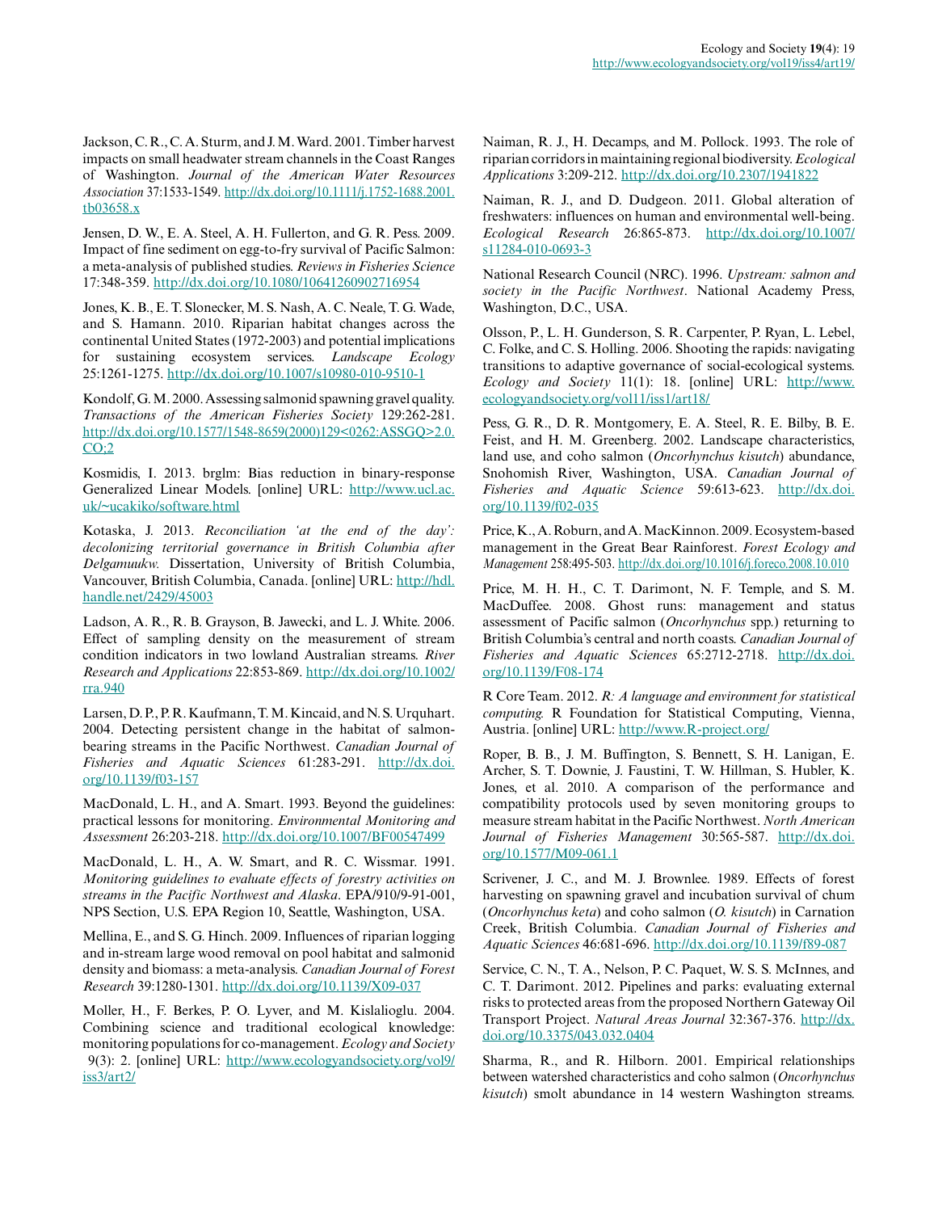Jackson, C. R., C. A. Sturm, and J. M. Ward. 2001. Timber harvest impacts on small headwater stream channels in the Coast Ranges of Washington. *Journal of the American Water Resources Association* 37:1533-1549. http://dx.doi.org/10.1111/j.1752-1688.2001.tb03658.x

Jensen, D. W., E. A. Steel, A. H. Fullerton, and G. R. Pess. 2009. Impact of fine sediment on egg-to-fry survival of Pacific Salmon: a meta-analysis of published studies. *Reviews in Fisheries Science* 17:348-359. http://dx.doi.org/10.1080/10641260902716954

Jones, K. B., E. T. Slonecker, M. S. Nash, A. C. Neale, T. G. Wade, and S. Hamann. 2010. Riparian habitat changes across the continental United States (1972-2003) and potential implications for sustaining ecosystem services. *Landscape Ecology* 25:1261-1275. http://dx.doi.org/10.1007/s10980-010-9510-1

Kondolf, G. M. 2000. Assessing salmonid spawning gravel quality. *Transactions of the American Fisheries Society* 129:262-281. http://dx.doi.org/10.1577/1548-8659(2000)129<0262:ASSGQ>2.0.CO;2

Kosmidis, I. 2013. brglm: Bias reduction in binary-response Generalized Linear Models. [online] URL: http://www.ucl.ac.uk/~ucakiko/software.html

Kotaska, J. 2013. *Reconciliation 'at the end of the day': decolonizing territorial governance in British Columbia after Delgamuukw.* Dissertation, University of British Columbia, Vancouver, British Columbia, Canada. [online] URL: http://hdl.handle.net/2429/45003

Ladson, A. R., R. B. Grayson, B. Jawecki, and L. J. White. 2006. Effect of sampling density on the measurement of stream condition indicators in two lowland Australian streams. *River Research and Applications* 22:853-869. http://dx.doi.org/10.1002/rra.940

Larsen, D. P., P. R. Kaufmann, T. M. Kincaid, and N. S. Urquhart. 2004. Detecting persistent change in the habitat of salmon-bearing streams in the Pacific Northwest. *Canadian Journal of Fisheries and Aquatic Sciences* 61:283-291. http://dx.doi.org/10.1139/f03-157

MacDonald, L. H., and A. Smart. 1993. Beyond the guidelines: practical lessons for monitoring. *Environmental Monitoring and Assessment* 26:203-218. http://dx.doi.org/10.1007/BF00547499

MacDonald, L. H., A. W. Smart, and R. C. Wissmar. 1991. *Monitoring guidelines to evaluate effects of forestry activities on streams in the Pacific Northwest and Alaska*. EPA/910/9-91-001, NPS Section, U.S. EPA Region 10, Seattle, Washington, USA.

Mellina, E., and S. G. Hinch. 2009. Influences of riparian logging and in-stream large wood removal on pool habitat and salmonid density and biomass: a meta-analysis. *Canadian Journal of Forest Research* 39:1280-1301. http://dx.doi.org/10.1139/X09-037

Moller, H., F. Berkes, P. O. Lyver, and M. Kislalioglu. 2004. Combining science and traditional ecological knowledge: monitoring populations for co-management. *Ecology and Society* 9(3): 2. [online] URL: http://www.ecologyandsociety.org/vol9/iss3/art2/

Naiman, R. J., H. Decamps, and M. Pollock. 1993. The role of riparian corridors in maintaining regional biodiversity. *Ecological Applications* 3:209-212. http://dx.doi.org/10.2307/1941822

Naiman, R. J., and D. Dudgeon. 2011. Global alteration of freshwaters: influences on human and environmental well-being. *Ecological Research* 26:865-873. http://dx.doi.org/10.1007/s11284-010-0693-3

National Research Council (NRC). 1996. *Upstream: salmon and society in the Pacific Northwest*. National Academy Press, Washington, D.C., USA.

Olsson, P., L. H. Gunderson, S. R. Carpenter, P. Ryan, L. Lebel, C. Folke, and C. S. Holling. 2006. Shooting the rapids: navigating transitions to adaptive governance of social-ecological systems. *Ecology and Society* 11(1): 18. [online] URL: http://www.ecologyandsociety.org/vol11/iss1/art18/

Pess, G. R., D. R. Montgomery, E. A. Steel, R. E. Bilby, B. E. Feist, and H. M. Greenberg. 2002. Landscape characteristics, land use, and coho salmon (*Oncorhynchus kisutch*) abundance, Snohomish River, Washington, USA. *Canadian Journal of Fisheries and Aquatic Science* 59:613-623. http://dx.doi.org/10.1139/f02-035

Price, K., A. Roburn, and A. MacKinnon. 2009. Ecosystem-based management in the Great Bear Rainforest. *Forest Ecology and Management* 258:495-503. http://dx.doi.org/10.1016/j.foreco.2008.10.010

Price, M. H. H., C. T. Darimont, N. F. Temple, and S. M. MacDuffee. 2008. Ghost runs: management and status assessment of Pacific salmon (*Oncorhynchus* spp.) returning to British Columbia's central and north coasts. *Canadian Journal of Fisheries and Aquatic Sciences* 65:2712-2718. http://dx.doi.org/10.1139/F08-174

R Core Team. 2012. *R: A language and environment for statistical computing.* R Foundation for Statistical Computing, Vienna, Austria. [online] URL: http://www.R-project.org/

Roper, B. B., J. M. Buffington, S. Bennett, S. H. Lanigan, E. Archer, S. T. Downie, J. Faustini, T. W. Hillman, S. Hubler, K. Jones, et al. 2010. A comparison of the performance and compatibility protocols used by seven monitoring groups to measure stream habitat in the Pacific Northwest. *North American Journal of Fisheries Management* 30:565-587. http://dx.doi.org/10.1577/M09-061.1

Scrivener, J. C., and M. J. Brownlee. 1989. Effects of forest harvesting on spawning gravel and incubation survival of chum (*Oncorhynchus keta*) and coho salmon (*O. kisutch*) in Carnation Creek, British Columbia. *Canadian Journal of Fisheries and Aquatic Sciences* 46:681-696. http://dx.doi.org/10.1139/f89-087

Service, C. N., T. A., Nelson, P. C. Paquet, W. S. S. McInnes, and C. T. Darimont. 2012. Pipelines and parks: evaluating external risks to protected areas from the proposed Northern Gateway Oil Transport Project. *Natural Areas Journal* 32:367-376. http://dx.doi.org/10.3375/043.032.0404

Sharma, R., and R. Hilborn. 2001. Empirical relationships between watershed characteristics and coho salmon (*Oncorhynchus kisutch*) smolt abundance in 14 western Washington streams.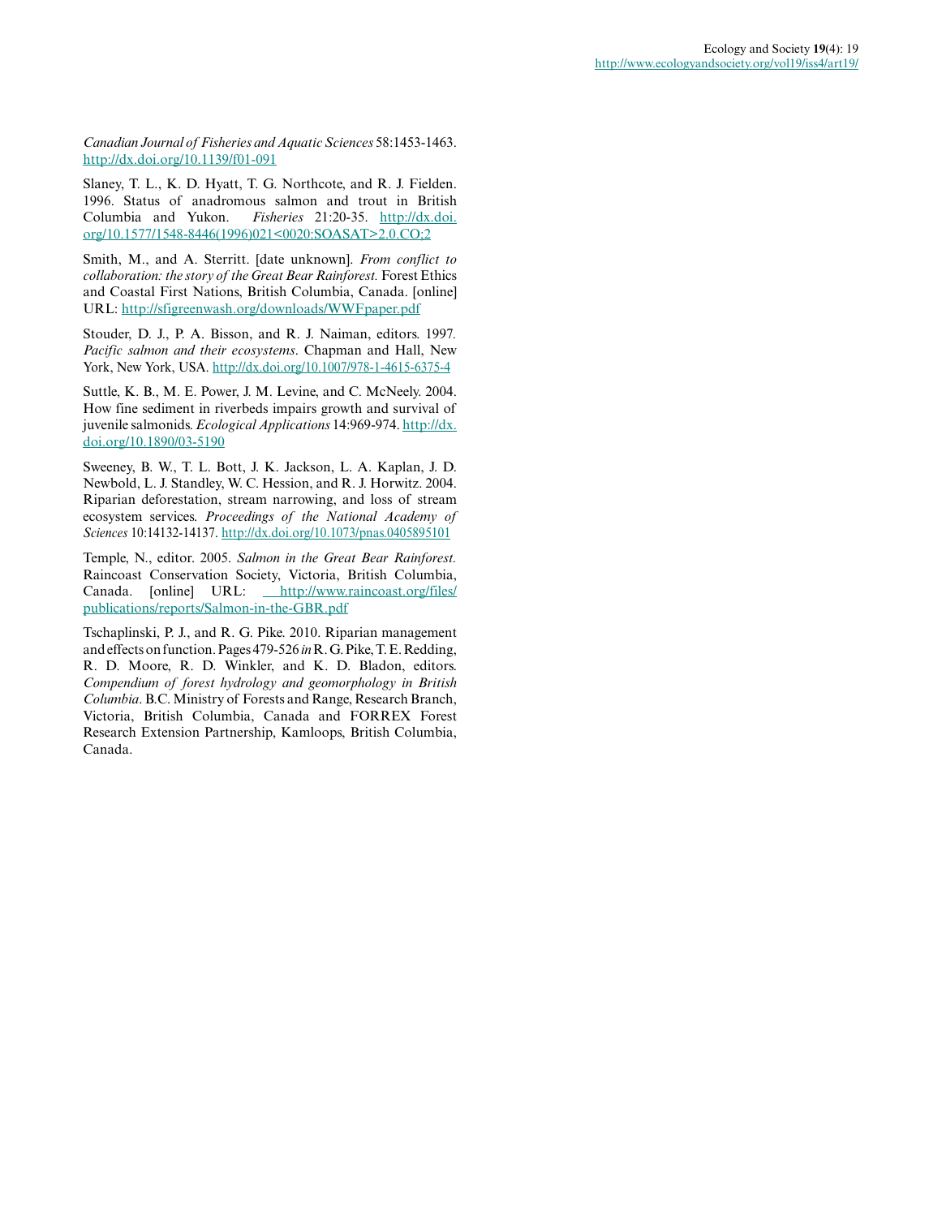*Canadian Journal of Fisheries and Aquatic Sciences* 58:1453-1463. http://dx.doi.org/10.1139/f01-091

Slaney, T. L., K. D. Hyatt, T. G. Northcote, and R. J. Fielden. 1996. Status of anadromous salmon and trout in British Columbia and Yukon. *Fisheries* 21:20-35. http://dx.doi.org/10.1577/1548-8446(1996)021<0020:SOASAT>2.0.CO;2

Smith, M., and A. Sterritt. [date unknown]. *From conflict to collaboration: the story of the Great Bear Rainforest.* Forest Ethics and Coastal First Nations, British Columbia, Canada. [online] URL: http://sfigreenwash.org/downloads/WWFpaper.pdf

Stouder, D. J., P. A. Bisson, and R. J. Naiman, editors. 1997. *Pacific salmon and their ecosystems*. Chapman and Hall, New York, New York, USA. http://dx.doi.org/10.1007/978-1-4615-6375-4

Suttle, K. B., M. E. Power, J. M. Levine, and C. McNeely. 2004. How fine sediment in riverbeds impairs growth and survival of juvenile salmonids. *Ecological Applications* 14:969-974. http://dx.doi.org/10.1890/03-5190

Sweeney, B. W., T. L. Bott, J. K. Jackson, L. A. Kaplan, J. D. Newbold, L. J. Standley, W. C. Hession, and R. J. Horwitz. 2004. Riparian deforestation, stream narrowing, and loss of stream ecosystem services. *Proceedings of the National Academy of Sciences* 10:14132-14137. http://dx.doi.org/10.1073/pnas.0405895101

Temple, N., editor. 2005. *Salmon in the Great Bear Rainforest.* Raincoast Conservation Society, Victoria, British Columbia, Canada. [online] URL: http://www.raincoast.org/files/publications/reports/Salmon-in-the-GBR.pdf

Tschaplinski, P. J., and R. G. Pike. 2010. Riparian management and effects on function. Pages 479-526 *in* R. G. Pike, T. E. Redding, R. D. Moore, R. D. Winkler, and K. D. Bladon, editors. *Compendium of forest hydrology and geomorphology in British Columbia*. B.C. Ministry of Forests and Range, Research Branch, Victoria, British Columbia, Canada and FORREX Forest Research Extension Partnership, Kamloops, British Columbia, Canada.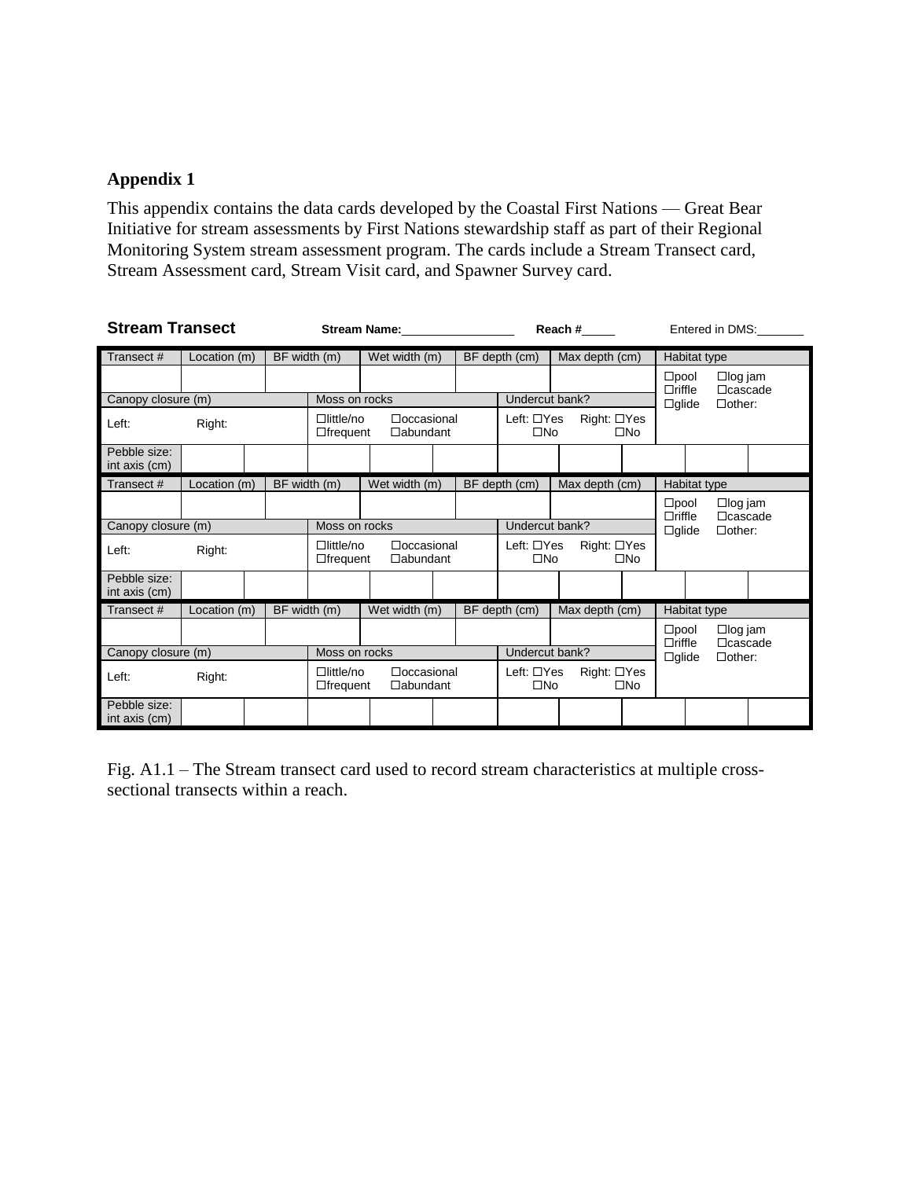## Appendix 1

This appendix contains the data cards developed by the Coastal First Nations — Great Bear Initiative for stream assessments by First Nations stewardship staff as part of their Regional Monitoring System stream assessment program. The cards include a Stream Transect card, Stream Assessment card, Stream Visit card, and Spawner Survey card.

**Stream Transect** **Stream Name:**\_\_\_\_\_\_\_\_\_\_\_\_\_\_\_\_\_ **Reach #**\_\_\_\_\_ Entered in DMS:\_\_\_\_\_\_\_

| Transect # | Location (m) | BF width (m) | Wet width (m) | BF depth (cm) | Max depth (cm) | Habitat type |
|---|---|---|---|---|---|---|
| | | | | | | ☐pool ☐log jam ☐riffle ☐cascade ☐glide ☐other: |
| Canopy closure (m) | | Moss on rocks | | Undercut bank? | | |
| Left: Right: | | ☐little/no ☐occasional ☐frequent ☐abundant | | Left: ☐Yes ☐No | Right: ☐Yes ☐No | |
| Pebble size: int axis (cm) | | | | | | |
| Transect # | Location (m) | BF width (m) | Wet width (m) | BF depth (cm) | Max depth (cm) | Habitat type |
| | | | | | | ☐pool ☐log jam ☐riffle ☐cascade ☐glide ☐other: |
| Canopy closure (m) | | Moss on rocks | | Undercut bank? | | |
| Left: Right: | | ☐little/no ☐occasional ☐frequent ☐abundant | | Left: ☐Yes ☐No | Right: ☐Yes ☐No | |
| Pebble size: int axis (cm) | | | | | | |
| Transect # | Location (m) | BF width (m) | Wet width (m) | BF depth (cm) | Max depth (cm) | Habitat type |
| | | | | | | ☐pool ☐log jam ☐riffle ☐cascade ☐glide ☐other: |
| Canopy closure (m) | | Moss on rocks | | Undercut bank? | | |
| Left: Right: | | ☐little/no ☐occasional ☐frequent ☐abundant | | Left: ☐Yes ☐No | Right: ☐Yes ☐No | |
| Pebble size: int axis (cm) | | | | | | |

Fig. A1.1 – The Stream transect card used to record stream characteristics at multiple cross-sectional transects within a reach.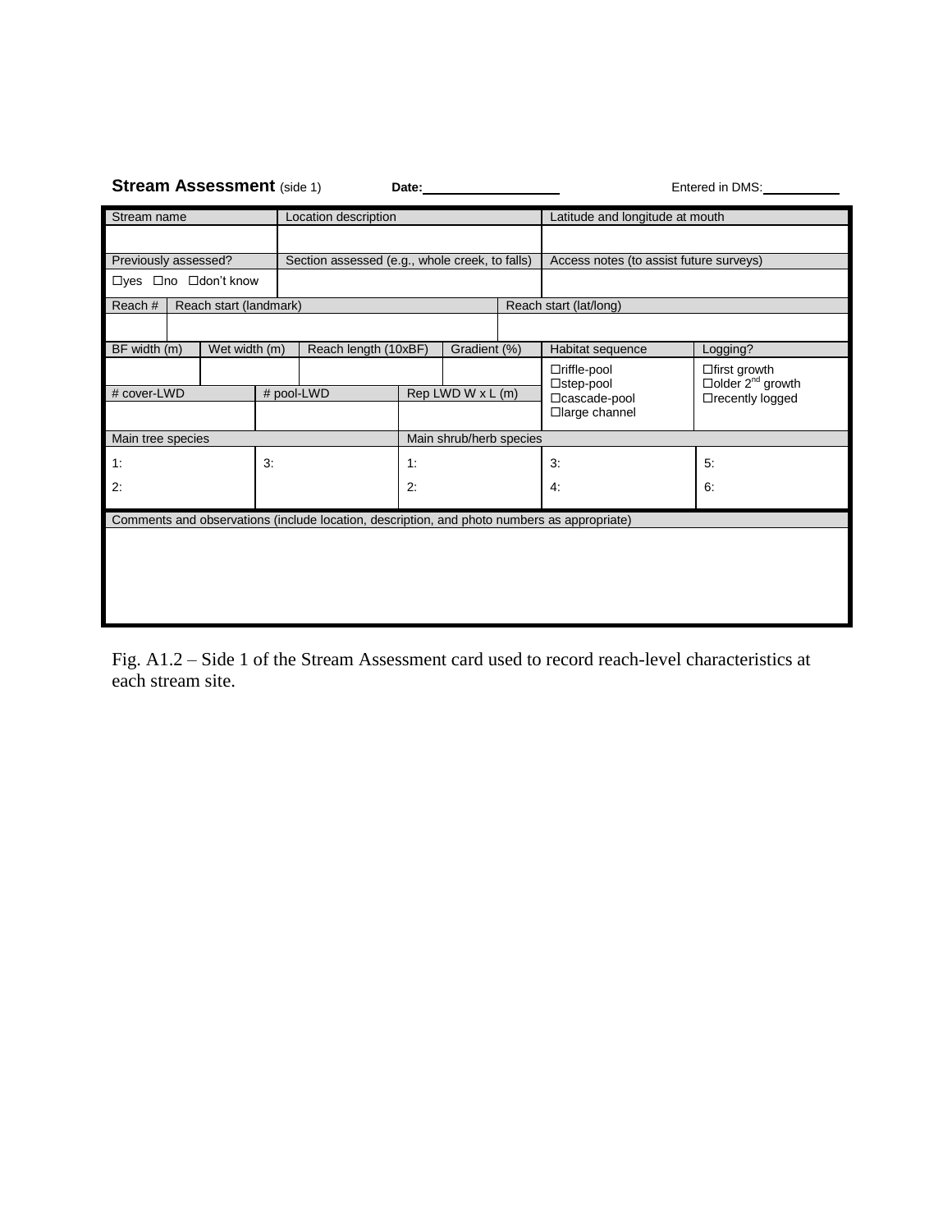**Stream Assessment** (side 1) **Date:**\_\_\_\_\_\_\_\_\_\_\_\_\_\_\_\_ Entered in DMS:\_\_\_\_\_\_\_\_\_\_

| Stream name | Location description | Latitude and longitude at mouth |
|---|---|---|
| | | |
| Previously assessed? | Section assessed (e.g., whole creek, to falls) | Access notes (to assist future surveys) |
| ☐yes ☐no ☐don't know | | |

| Reach # | Reach start (landmark) | Reach start (lat/long) |
|---|---|---|
| | | |

| BF width (m) | Wet width (m) | Reach length (10xBF) | Gradient (%) | Habitat sequence | Logging? |
|---|---|---|---|---|---|
| | | | | ☐riffle-pool<br>☐step-pool<br>☐cascade-pool<br>☐large channel | ☐first growth<br>☐older 2nd growth<br>☐recently logged |
| # cover-LWD | # pool-LWD | Rep LWD W x L (m) | | | |
| | | | | | |

| Main tree species | | Main shrub/herb species | | |
|---|---|---|---|---|
| 1: | 3: | 1: | 3: | 5: |
| 2: | | 2: | 4: | 6: |

| Comments and observations (include location, description, and photo numbers as appropriate) |
|---|
| |

Fig. A1.2 – Side 1 of the Stream Assessment card used to record reach-level characteristics at each stream site.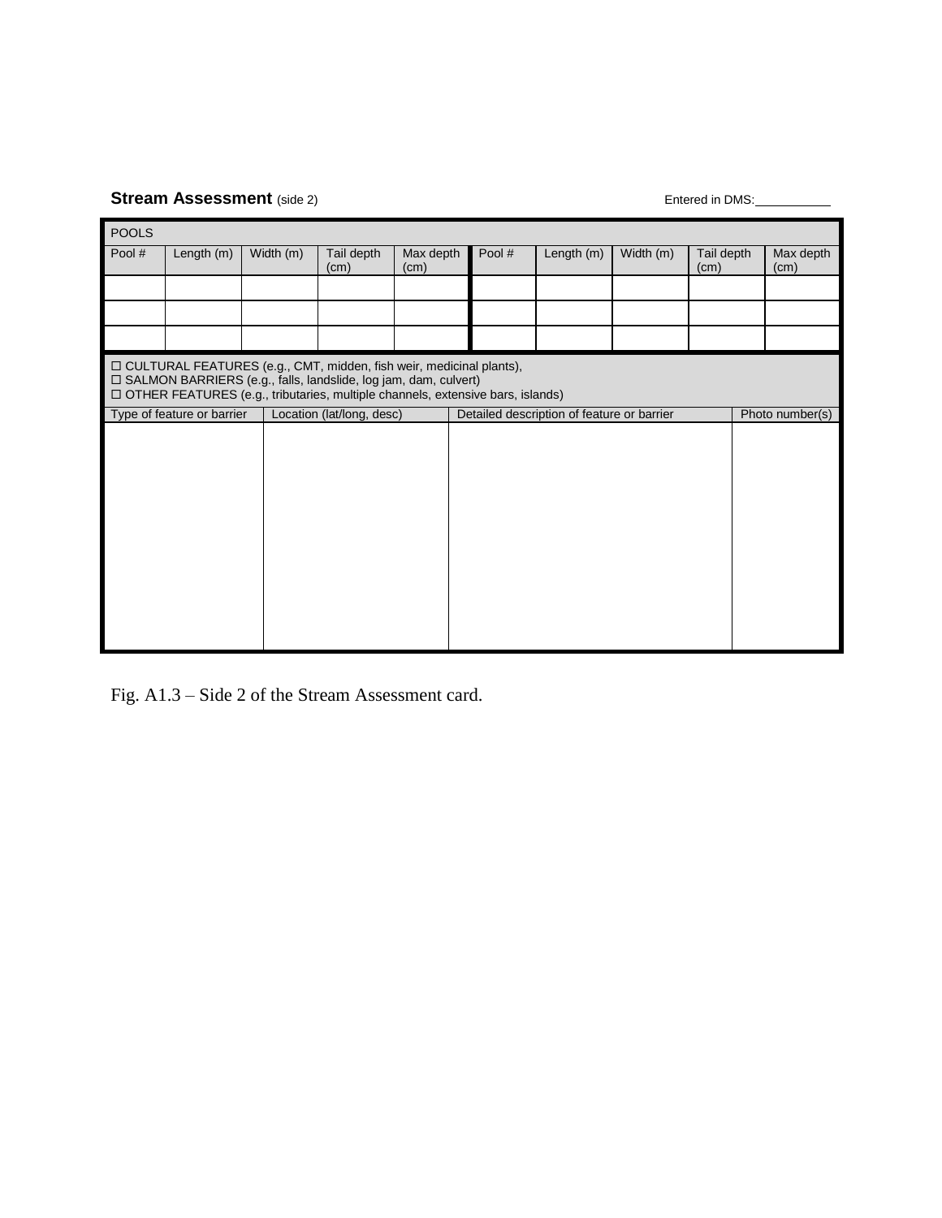**Stream Assessment** (side 2) Entered in DMS:___________

| POOLS | | | | | | | | | |
|---|---|---|---|---|---|---|---|---|---|
| Pool # | Length (m) | Width (m) | Tail depth (cm) | Max depth (cm) | Pool # | Length (m) | Width (m) | Tail depth (cm) | Max depth (cm) |
| | | | | | | | | | |
| | | | | | | | | | |
| | | | | | | | | | |

☐ CULTURAL FEATURES (e.g., CMT, midden, fish weir, medicinal plants),
☐ SALMON BARRIERS (e.g., falls, landslide, log jam, dam, culvert)
☐ OTHER FEATURES (e.g., tributaries, multiple channels, extensive bars, islands)

| Type of feature or barrier | Location (lat/long, desc) | Detailed description of feature or barrier | Photo number(s) |
|---|---|---|---|
| | | | |

Fig. A1.3 – Side 2 of the Stream Assessment card.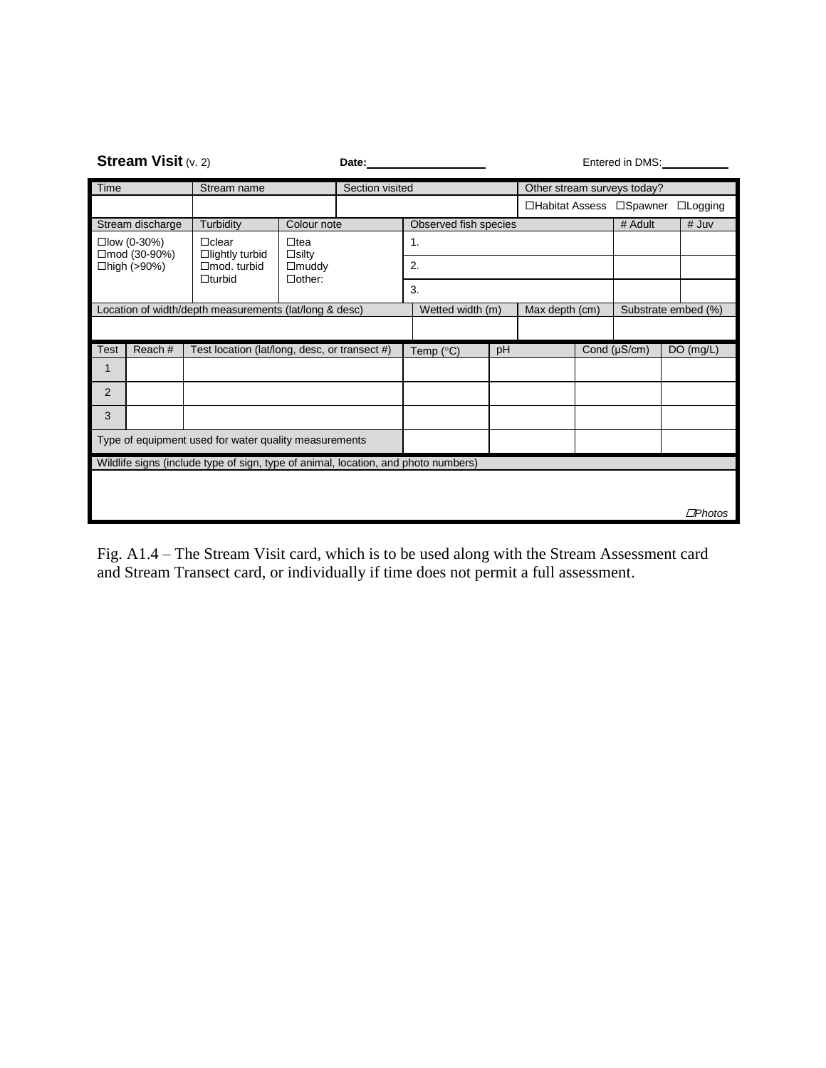**Stream Visit** (v. 2) **Date:**\_\_\_\_\_\_\_\_\_\_\_\_\_\_\_\_\_\_ Entered in DMS:\_\_\_\_\_\_\_\_\_\_

| Time | Stream name | Section visited | Other stream surveys today? |
|---|---|---|---|
| | | | ☐Habitat Assess ☐Spawner ☐Logging |

| Stream discharge | Turbidity | Colour note | Observed fish species | # Adult | # Juv |
|---|---|---|---|---|---|
| ☐low (0-30%) ☐mod (30-90%) ☐high (>90%) | ☐clear ☐lightly turbid ☐mod. turbid ☐turbid | ☐tea ☐silty ☐muddy ☐other: | 1. | | |
| | | | 2. | | |
| | | | 3. | | |

| Location of width/depth measurements (lat/long & desc) | Wetted width (m) | Max depth (cm) | Substrate embed (%) |
|---|---|---|---|
| | | | |

| Test | Reach # | Test location (lat/long, desc, or transect #) | Temp (°C) | pH | Cond (µS/cm) | DO (mg/L) |
|---|---|---|---|---|---|---|
| 1 | | | | | | |
| 2 | | | | | | |
| 3 | | | | | | |
| Type of equipment used for water quality measurements | | | | | | |

| Wildlife signs (include type of sign, type of animal, location, and photo numbers) |
|---|
| ☐*Photos* |

Fig. A1.4 – The Stream Visit card, which is to be used along with the Stream Assessment card and Stream Transect card, or individually if time does not permit a full assessment.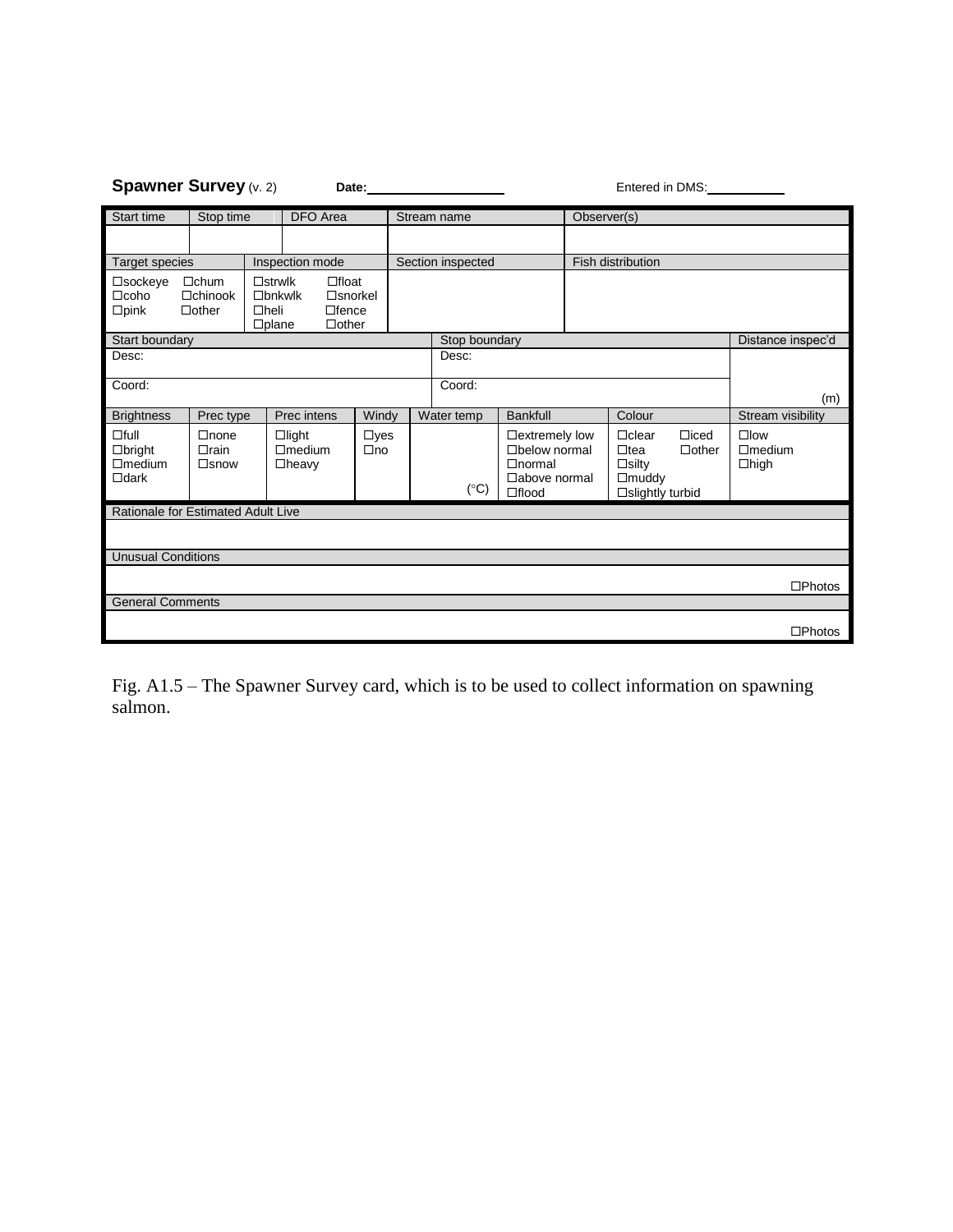**Spawner Survey** (v. 2) **Date:**\_\_\_\_\_\_\_\_\_\_\_\_\_\_\_\_ Entered in DMS:\_\_\_\_\_\_\_\_\_\_

| Start time | Stop time | DFO Area | Stream name | Observer(s) |
|---|---|---|---|---|
| | | | | |

| Target species | Inspection mode | Section inspected | Fish distribution |
|---|---|---|---|
| ☐sockeye ☐chum<br>☐coho ☐chinook<br>☐pink ☐other | ☐strwlk ☐float<br>☐bnkwlk ☐snorkel<br>☐heli ☐fence<br>☐plane ☐other | | |

| Start boundary | Stop boundary | Distance inspec'd |
|---|---|---|
| Desc: | Desc: | |
| Coord: | Coord: | (m) |

| Brightness | Prec type | Prec intens | Windy | Water temp | Bankfull | Colour | Stream visibility |
|---|---|---|---|---|---|---|---|
| ☐full<br>☐bright<br>☐medium<br>☐dark | ☐none<br>☐rain<br>☐snow | ☐light<br>☐medium<br>☐heavy | ☐yes<br>☐no | (°C) | ☐extremely low<br>☐below normal<br>☐normal<br>☐above normal<br>☐flood | ☐clear ☐iced<br>☐tea ☐other<br>☐silty<br>☐muddy<br>☐slightly turbid | ☐low<br>☐medium<br>☐high |

| Rationale for Estimated Adult Live |
|---|
| |

| Unusual Conditions |
|---|
| ☐Photos |

| General Comments |
|---|
| ☐Photos |

Fig. A1.5 – The Spawner Survey card, which is to be used to collect information on spawning salmon.